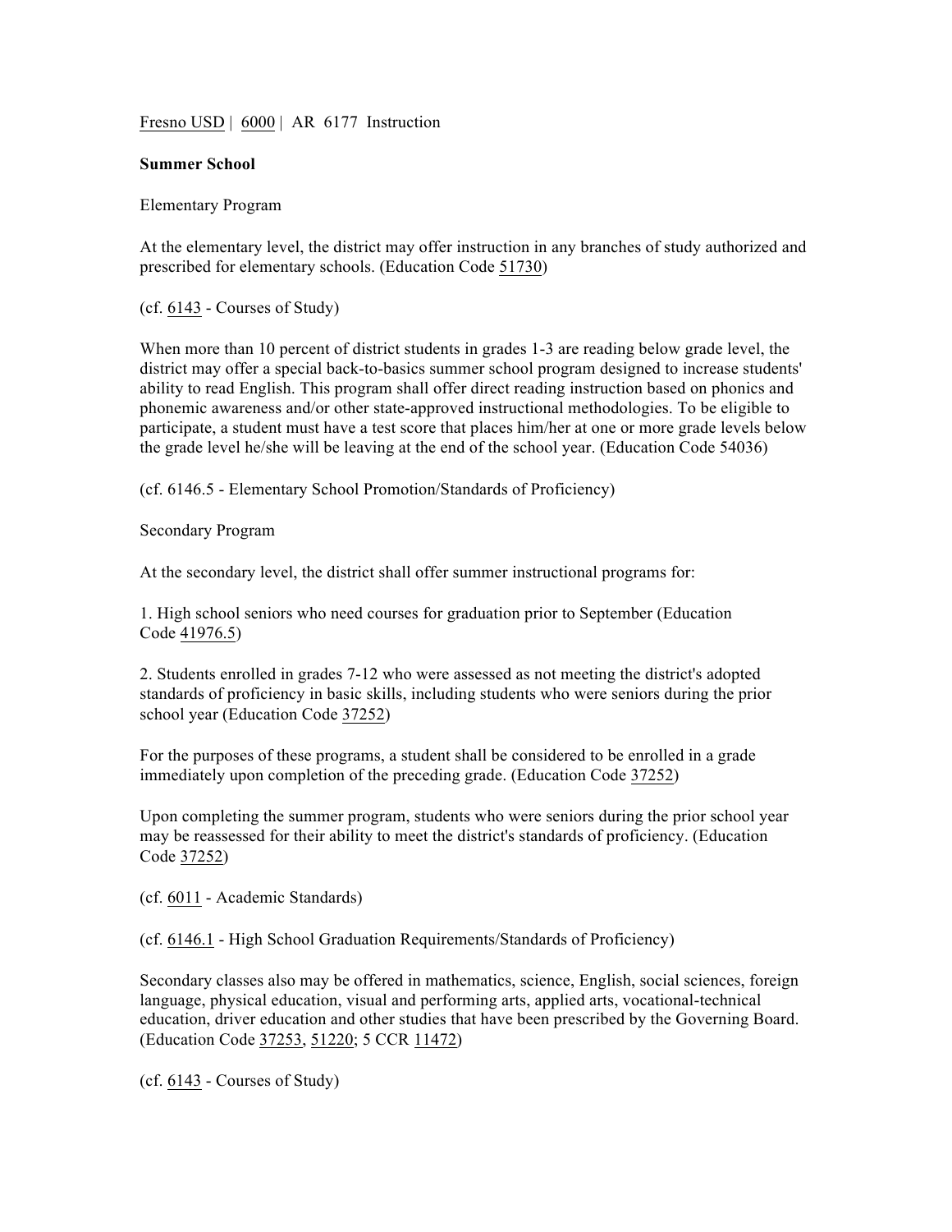Fresno USD | 6000 | AR 6177 Instruction

**Summer School**

Elementary Program

At the elementary level, the district may offer instruction in any branches of study authorized and prescribed for elementary schools. (Education Code 51730)

(cf. 6143 - Courses of Study)

When more than 10 percent of district students in grades 1-3 are reading below grade level, the district may offer a special back-to-basics summer school program designed to increase students' ability to read English. This program shall offer direct reading instruction based on phonics and phonemic awareness and/or other state-approved instructional methodologies. To be eligible to participate, a student must have a test score that places him/her at one or more grade levels below the grade level he/she will be leaving at the end of the school year. (Education Code 54036)

(cf. 6146.5 - Elementary School Promotion/Standards of Proficiency)

Secondary Program

At the secondary level, the district shall offer summer instructional programs for:

1. High school seniors who need courses for graduation prior to September (Education Code 41976.5)

2. Students enrolled in grades 7-12 who were assessed as not meeting the district's adopted standards of proficiency in basic skills, including students who were seniors during the prior school year (Education Code 37252)

For the purposes of these programs, a student shall be considered to be enrolled in a grade immediately upon completion of the preceding grade. (Education Code 37252)

Upon completing the summer program, students who were seniors during the prior school year may be reassessed for their ability to meet the district's standards of proficiency. (Education Code 37252)

(cf. 6011 - Academic Standards)

(cf. 6146.1 - High School Graduation Requirements/Standards of Proficiency)

Secondary classes also may be offered in mathematics, science, English, social sciences, foreign language, physical education, visual and performing arts, applied arts, vocational-technical education, driver education and other studies that have been prescribed by the Governing Board. (Education Code 37253, 51220; 5 CCR 11472)

(cf. 6143 - Courses of Study)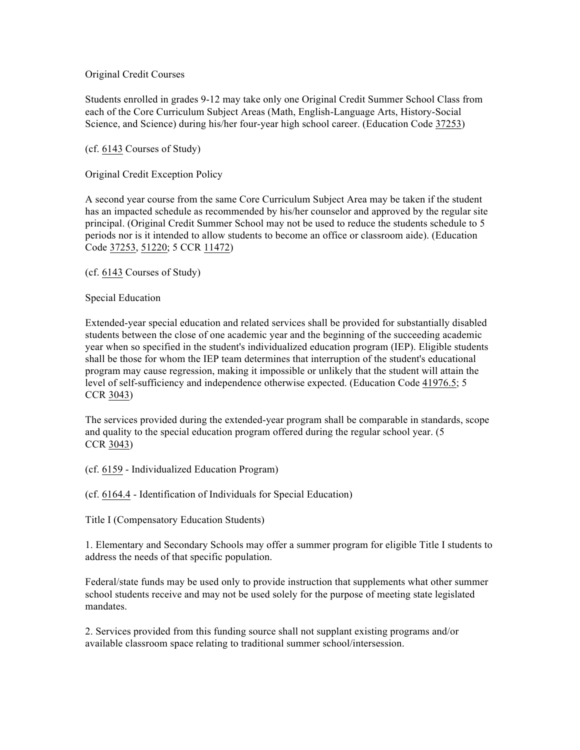Original Credit Courses

Students enrolled in grades 9-12 may take only one Original Credit Summer School Class from each of the Core Curriculum Subject Areas (Math, English-Language Arts, History-Social Science, and Science) during his/her four-year high school career. (Education Code 37253)

(cf. 6143 Courses of Study)

Original Credit Exception Policy

A second year course from the same Core Curriculum Subject Area may be taken if the student has an impacted schedule as recommended by his/her counselor and approved by the regular site principal. (Original Credit Summer School may not be used to reduce the students schedule to 5 periods nor is it intended to allow students to become an office or classroom aide). (Education Code 37253, 51220; 5 CCR 11472)

(cf. 6143 Courses of Study)

Special Education

Extended-year special education and related services shall be provided for substantially disabled students between the close of one academic year and the beginning of the succeeding academic year when so specified in the student's individualized education program (IEP). Eligible students shall be those for whom the IEP team determines that interruption of the student's educational program may cause regression, making it impossible or unlikely that the student will attain the level of self-sufficiency and independence otherwise expected. (Education Code 41976.5; 5 CCR 3043)

The services provided during the extended-year program shall be comparable in standards, scope and quality to the special education program offered during the regular school year. (5 CCR 3043)

(cf. 6159 - Individualized Education Program)

(cf. 6164.4 - Identification of Individuals for Special Education)

Title I (Compensatory Education Students)

1. Elementary and Secondary Schools may offer a summer program for eligible Title I students to address the needs of that specific population.

Federal/state funds may be used only to provide instruction that supplements what other summer school students receive and may not be used solely for the purpose of meeting state legislated mandates.

2. Services provided from this funding source shall not supplant existing programs and/or available classroom space relating to traditional summer school/intersession.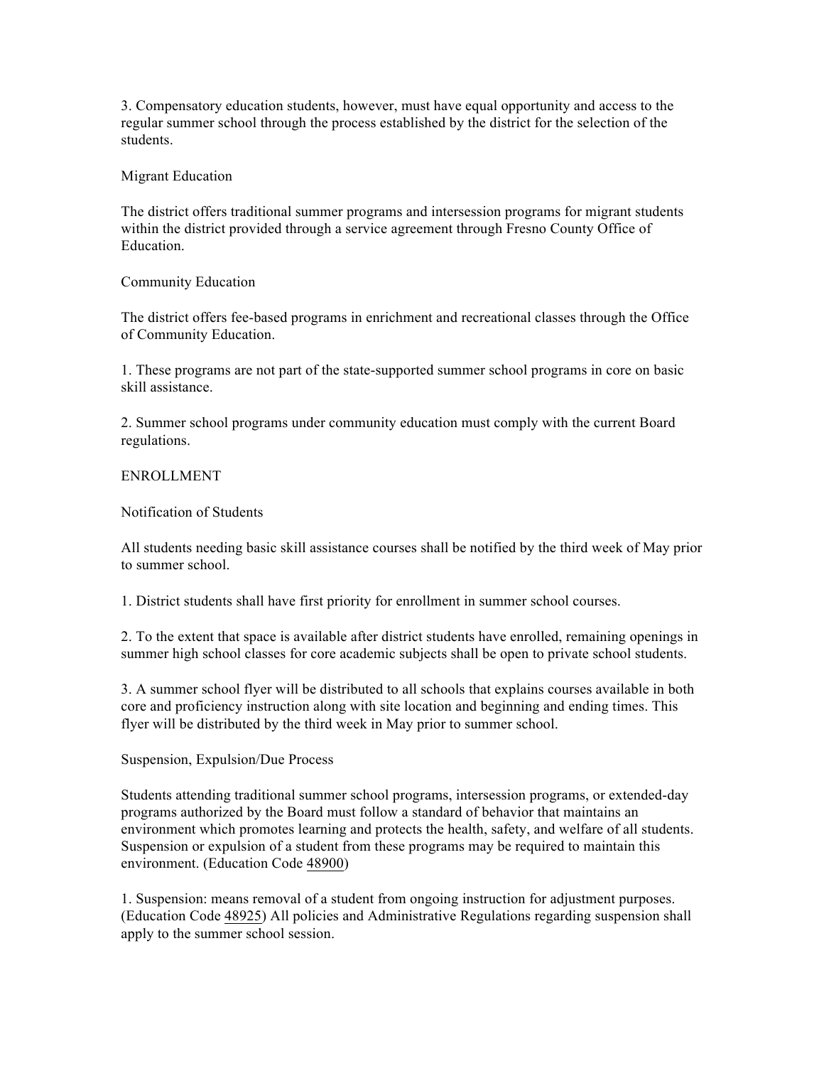3. Compensatory education students, however, must have equal opportunity and access to the regular summer school through the process established by the district for the selection of the students.

### Migrant Education

The district offers traditional summer programs and intersession programs for migrant students within the district provided through a service agreement through Fresno County Office of Education.

### Community Education

The district offers fee-based programs in enrichment and recreational classes through the Office of Community Education.

1. These programs are not part of the state-supported summer school programs in core on basic skill assistance.

2. Summer school programs under community education must comply with the current Board regulations.

## ENROLLMENT

### Notification of Students

All students needing basic skill assistance courses shall be notified by the third week of May prior to summer school.

1. District students shall have first priority for enrollment in summer school courses.

2. To the extent that space is available after district students have enrolled, remaining openings in summer high school classes for core academic subjects shall be open to private school students.

3. A summer school flyer will be distributed to all schools that explains courses available in both core and proficiency instruction along with site location and beginning and ending times. This flyer will be distributed by the third week in May prior to summer school.

### Suspension, Expulsion/Due Process

Students attending traditional summer school programs, intersession programs, or extended-day programs authorized by the Board must follow a standard of behavior that maintains an environment which promotes learning and protects the health, safety, and welfare of all students. Suspension or expulsion of a student from these programs may be required to maintain this environment. (Education Code 48900)

1. Suspension: means removal of a student from ongoing instruction for adjustment purposes. (Education Code 48925) All policies and Administrative Regulations regarding suspension shall apply to the summer school session.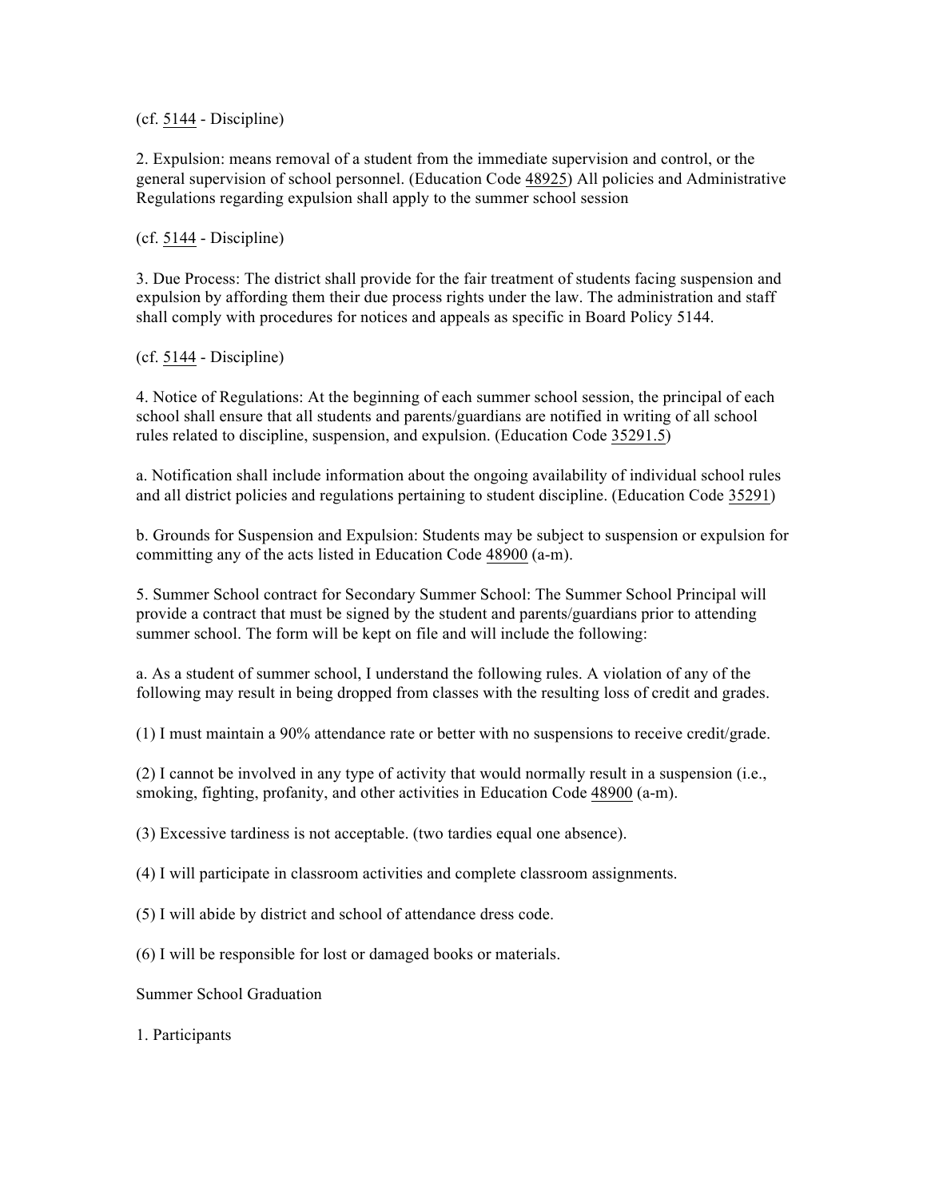(cf. 5144 - Discipline)

2. Expulsion: means removal of a student from the immediate supervision and control, or the general supervision of school personnel. (Education Code 48925) All policies and Administrative Regulations regarding expulsion shall apply to the summer school session

(cf. 5144 - Discipline)

3. Due Process: The district shall provide for the fair treatment of students facing suspension and expulsion by affording them their due process rights under the law. The administration and staff shall comply with procedures for notices and appeals as specific in Board Policy 5144.

(cf. 5144 - Discipline)

4. Notice of Regulations: At the beginning of each summer school session, the principal of each school shall ensure that all students and parents/guardians are notified in writing of all school rules related to discipline, suspension, and expulsion. (Education Code 35291.5)

a. Notification shall include information about the ongoing availability of individual school rules and all district policies and regulations pertaining to student discipline. (Education Code 35291)

b. Grounds for Suspension and Expulsion: Students may be subject to suspension or expulsion for committing any of the acts listed in Education Code 48900 (a-m).

5. Summer School contract for Secondary Summer School: The Summer School Principal will provide a contract that must be signed by the student and parents/guardians prior to attending summer school. The form will be kept on file and will include the following:

a. As a student of summer school, I understand the following rules. A violation of any of the following may result in being dropped from classes with the resulting loss of credit and grades.

(1) I must maintain a 90% attendance rate or better with no suspensions to receive credit/grade.

(2) I cannot be involved in any type of activity that would normally result in a suspension (i.e., smoking, fighting, profanity, and other activities in Education Code 48900 (a-m).

(3) Excessive tardiness is not acceptable. (two tardies equal one absence).

(4) I will participate in classroom activities and complete classroom assignments.

(5) I will abide by district and school of attendance dress code.

(6) I will be responsible for lost or damaged books or materials.

Summer School Graduation

1. Participants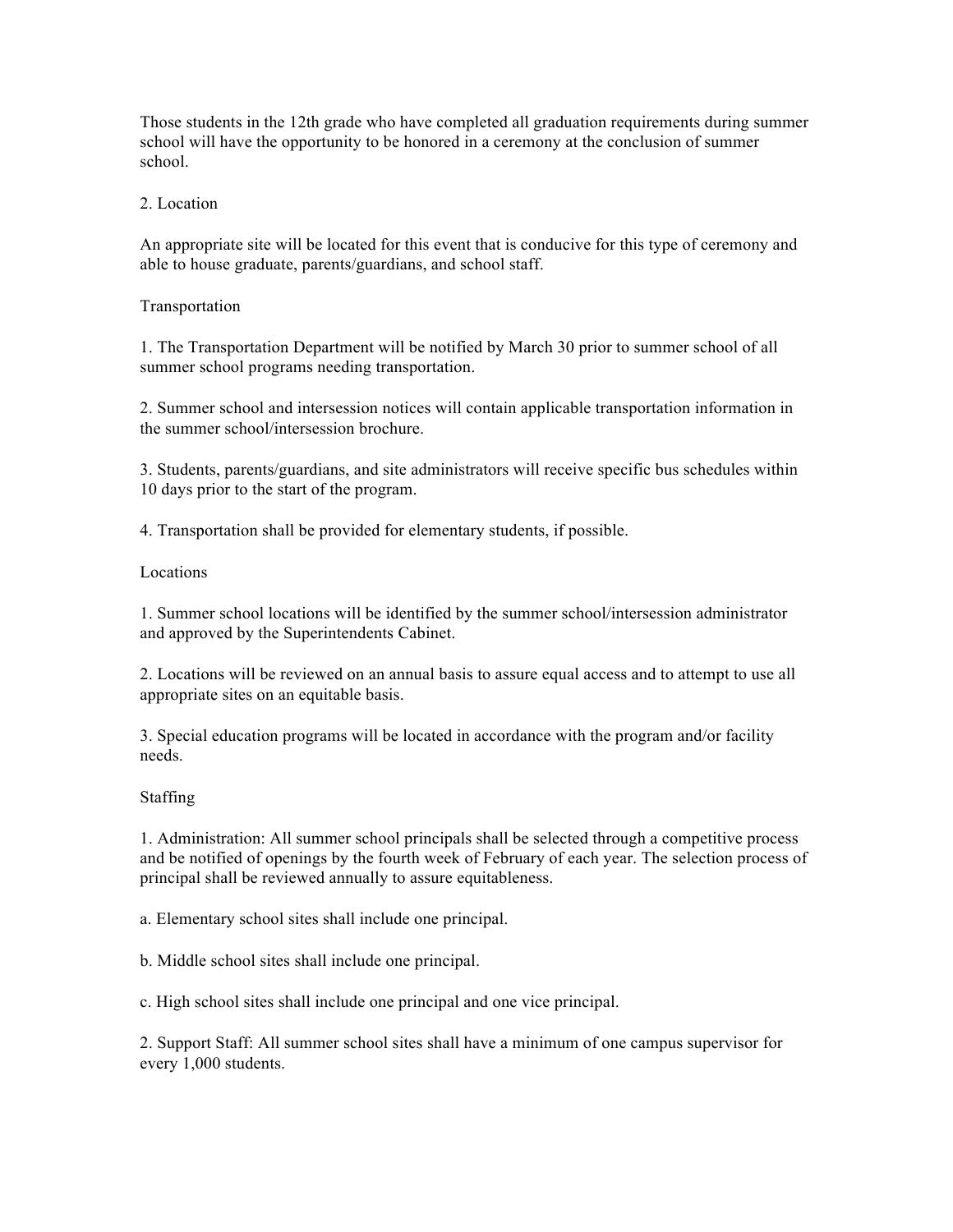Those students in the 12th grade who have completed all graduation requirements during summer school will have the opportunity to be honored in a ceremony at the conclusion of summer school.

2. Location

An appropriate site will be located for this event that is conducive for this type of ceremony and able to house graduate, parents/guardians, and school staff.

Transportation

1. The Transportation Department will be notified by March 30 prior to summer school of all summer school programs needing transportation.

2. Summer school and intersession notices will contain applicable transportation information in the summer school/intersession brochure.

3. Students, parents/guardians, and site administrators will receive specific bus schedules within 10 days prior to the start of the program.

4. Transportation shall be provided for elementary students, if possible.

Locations

1. Summer school locations will be identified by the summer school/intersession administrator and approved by the Superintendents Cabinet.

2. Locations will be reviewed on an annual basis to assure equal access and to attempt to use all appropriate sites on an equitable basis.

3. Special education programs will be located in accordance with the program and/or facility needs.

Staffing

1. Administration: All summer school principals shall be selected through a competitive process and be notified of openings by the fourth week of February of each year. The selection process of principal shall be reviewed annually to assure equitableness.

a. Elementary school sites shall include one principal.

b. Middle school sites shall include one principal.

c. High school sites shall include one principal and one vice principal.

2. Support Staff: All summer school sites shall have a minimum of one campus supervisor for every 1,000 students.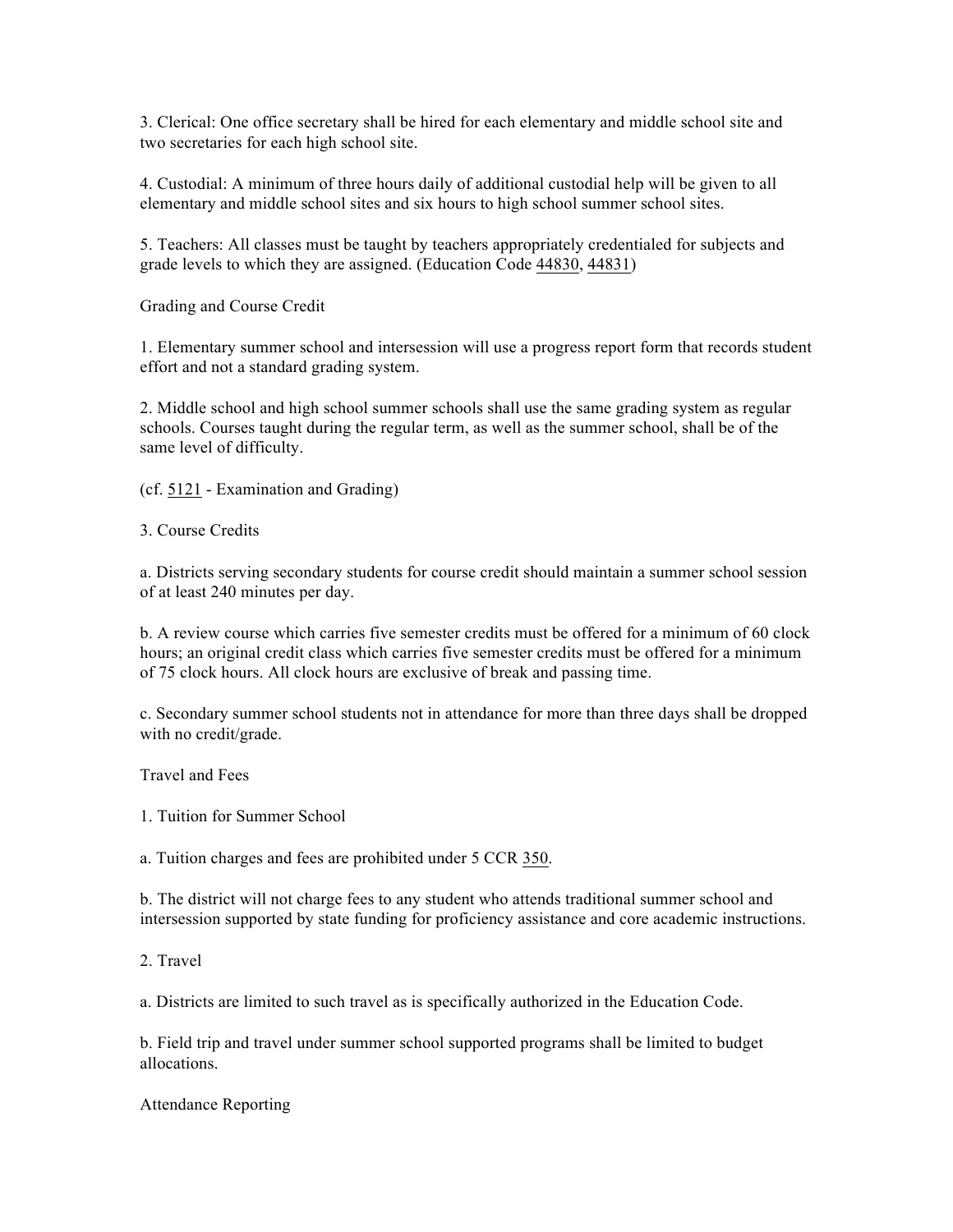3. Clerical: One office secretary shall be hired for each elementary and middle school site and two secretaries for each high school site.

4. Custodial: A minimum of three hours daily of additional custodial help will be given to all elementary and middle school sites and six hours to high school summer school sites.

5. Teachers: All classes must be taught by teachers appropriately credentialed for subjects and grade levels to which they are assigned. (Education Code 44830, 44831)

## Grading and Course Credit

1. Elementary summer school and intersession will use a progress report form that records student effort and not a standard grading system.

2. Middle school and high school summer schools shall use the same grading system as regular schools. Courses taught during the regular term, as well as the summer school, shall be of the same level of difficulty.

(cf. 5121 - Examination and Grading)

3. Course Credits

a. Districts serving secondary students for course credit should maintain a summer school session of at least 240 minutes per day.

b. A review course which carries five semester credits must be offered for a minimum of 60 clock hours; an original credit class which carries five semester credits must be offered for a minimum of 75 clock hours. All clock hours are exclusive of break and passing time.

c. Secondary summer school students not in attendance for more than three days shall be dropped with no credit/grade.

## Travel and Fees

1. Tuition for Summer School

a. Tuition charges and fees are prohibited under 5 CCR 350.

b. The district will not charge fees to any student who attends traditional summer school and intersession supported by state funding for proficiency assistance and core academic instructions.

2. Travel

a. Districts are limited to such travel as is specifically authorized in the Education Code.

b. Field trip and travel under summer school supported programs shall be limited to budget allocations.

## Attendance Reporting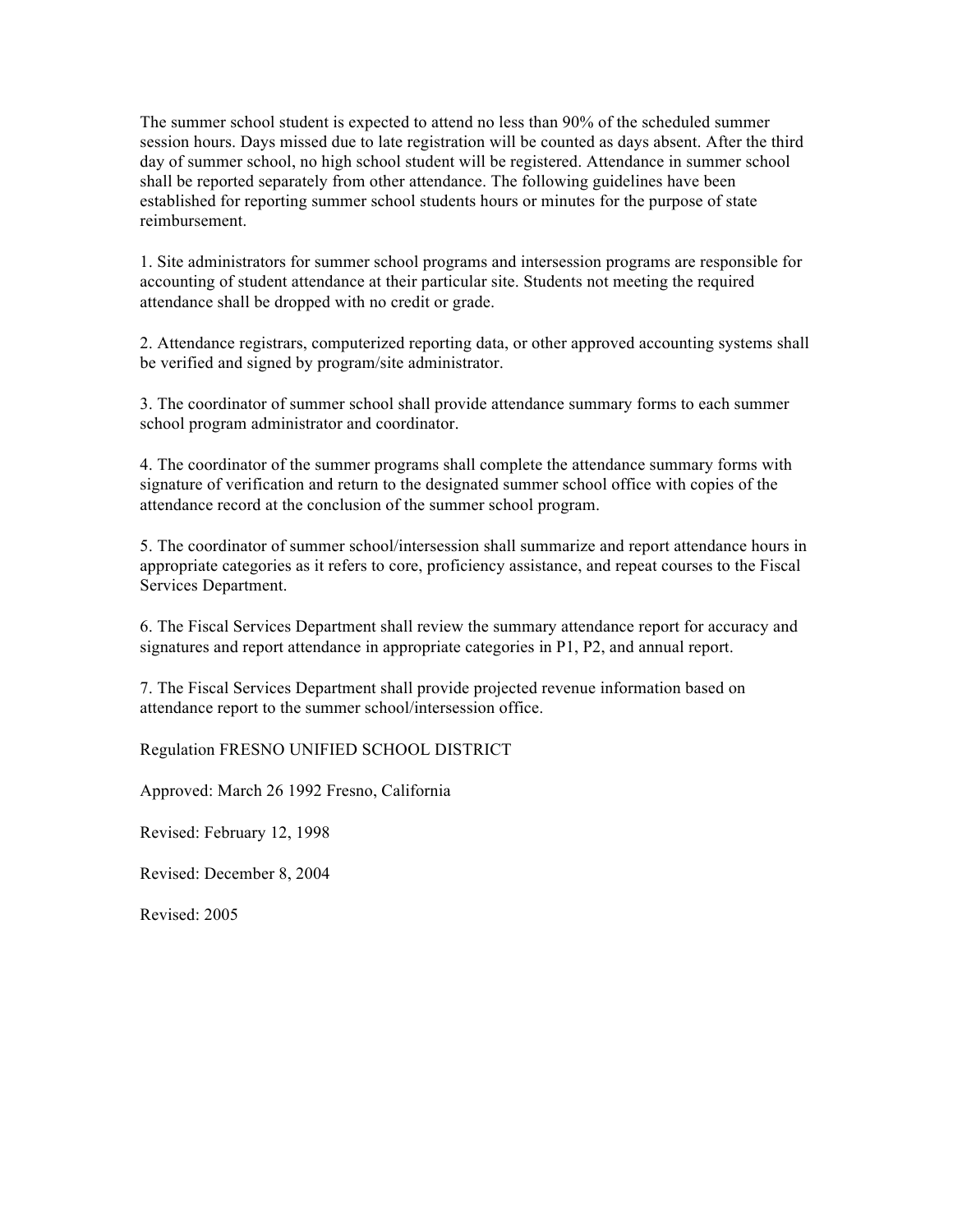The summer school student is expected to attend no less than 90% of the scheduled summer session hours. Days missed due to late registration will be counted as days absent. After the third day of summer school, no high school student will be registered. Attendance in summer school shall be reported separately from other attendance. The following guidelines have been established for reporting summer school students hours or minutes for the purpose of state reimbursement.

1. Site administrators for summer school programs and intersession programs are responsible for accounting of student attendance at their particular site. Students not meeting the required attendance shall be dropped with no credit or grade.

2. Attendance registrars, computerized reporting data, or other approved accounting systems shall be verified and signed by program/site administrator.

3. The coordinator of summer school shall provide attendance summary forms to each summer school program administrator and coordinator.

4. The coordinator of the summer programs shall complete the attendance summary forms with signature of verification and return to the designated summer school office with copies of the attendance record at the conclusion of the summer school program.

5. The coordinator of summer school/intersession shall summarize and report attendance hours in appropriate categories as it refers to core, proficiency assistance, and repeat courses to the Fiscal Services Department.

6. The Fiscal Services Department shall review the summary attendance report for accuracy and signatures and report attendance in appropriate categories in P1, P2, and annual report.

7. The Fiscal Services Department shall provide projected revenue information based on attendance report to the summer school/intersession office.

Regulation FRESNO UNIFIED SCHOOL DISTRICT

Approved: March 26 1992 Fresno, California

Revised: February 12, 1998

Revised: December 8, 2004

Revised: 2005